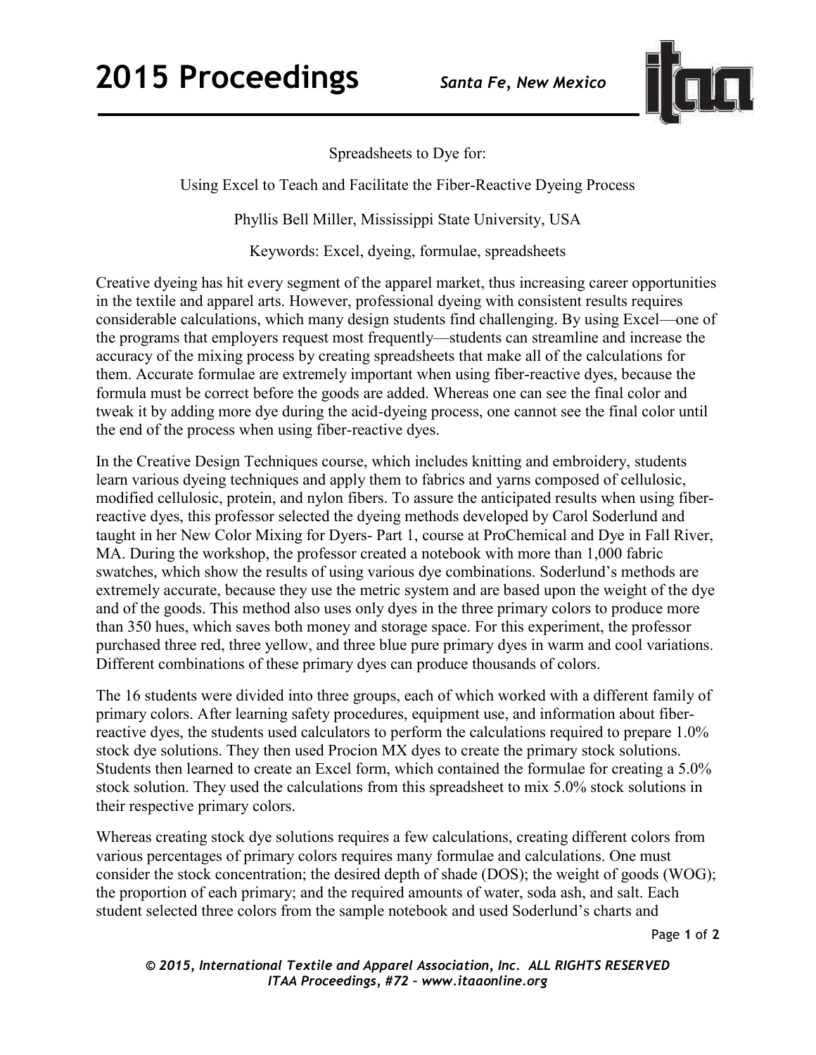Spreadsheets to Dye for:

Using Excel to Teach and Facilitate the Fiber-Reactive Dyeing Process

Phyllis Bell Miller, Mississippi State University, USA

Keywords: Excel, dyeing, formulae, spreadsheets

Creative dyeing has hit every segment of the apparel market, thus increasing career opportunities in the textile and apparel arts. However, professional dyeing with consistent results requires considerable calculations, which many design students find challenging. By using Excel—one of the programs that employers request most frequently—students can streamline and increase the accuracy of the mixing process by creating spreadsheets that make all of the calculations for them. Accurate formulae are extremely important when using fiber-reactive dyes, because the formula must be correct before the goods are added. Whereas one can see the final color and tweak it by adding more dye during the acid-dyeing process, one cannot see the final color until the end of the process when using fiber-reactive dyes.

In the Creative Design Techniques course, which includes knitting and embroidery, students learn various dyeing techniques and apply them to fabrics and yarns composed of cellulosic, modified cellulosic, protein, and nylon fibers. To assure the anticipated results when using fiber-reactive dyes, this professor selected the dyeing methods developed by Carol Soderlund and taught in her New Color Mixing for Dyers- Part 1, course at ProChemical and Dye in Fall River, MA. During the workshop, the professor created a notebook with more than 1,000 fabric swatches, which show the results of using various dye combinations. Soderlund's methods are extremely accurate, because they use the metric system and are based upon the weight of the dye and of the goods. This method also uses only dyes in the three primary colors to produce more than 350 hues, which saves both money and storage space. For this experiment, the professor purchased three red, three yellow, and three blue pure primary dyes in warm and cool variations. Different combinations of these primary dyes can produce thousands of colors.

The 16 students were divided into three groups, each of which worked with a different family of primary colors. After learning safety procedures, equipment use, and information about fiber-reactive dyes, the students used calculators to perform the calculations required to prepare 1.0% stock dye solutions. They then used Procion MX dyes to create the primary stock solutions. Students then learned to create an Excel form, which contained the formulae for creating a 5.0% stock solution. They used the calculations from this spreadsheet to mix 5.0% stock solutions in their respective primary colors.

Whereas creating stock dye solutions requires a few calculations, creating different colors from various percentages of primary colors requires many formulae and calculations. One must consider the stock concentration; the desired depth of shade (DOS); the weight of goods (WOG); the proportion of each primary; and the required amounts of water, soda ash, and salt. Each student selected three colors from the sample notebook and used Soderlund's charts and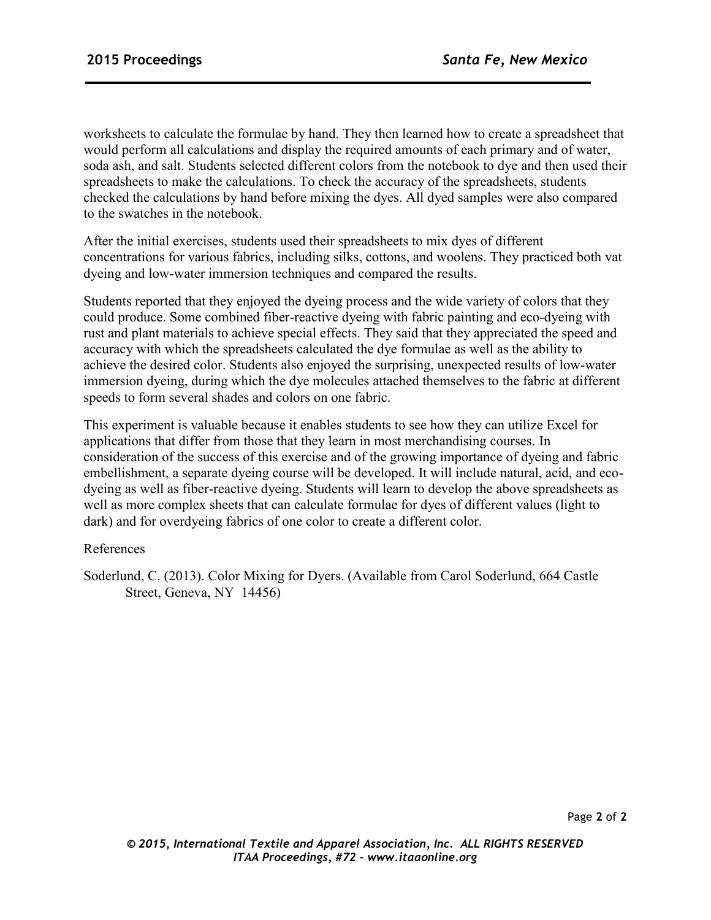worksheets to calculate the formulae by hand. They then learned how to create a spreadsheet that would perform all calculations and display the required amounts of each primary and of water, soda ash, and salt. Students selected different colors from the notebook to dye and then used their spreadsheets to make the calculations. To check the accuracy of the spreadsheets, students checked the calculations by hand before mixing the dyes. All dyed samples were also compared to the swatches in the notebook.

After the initial exercises, students used their spreadsheets to mix dyes of different concentrations for various fabrics, including silks, cottons, and woolens. They practiced both vat dyeing and low-water immersion techniques and compared the results.

Students reported that they enjoyed the dyeing process and the wide variety of colors that they could produce. Some combined fiber-reactive dyeing with fabric painting and eco-dyeing with rust and plant materials to achieve special effects. They said that they appreciated the speed and accuracy with which the spreadsheets calculated the dye formulae as well as the ability to achieve the desired color. Students also enjoyed the surprising, unexpected results of low-water immersion dyeing, during which the dye molecules attached themselves to the fabric at different speeds to form several shades and colors on one fabric.

This experiment is valuable because it enables students to see how they can utilize Excel for applications that differ from those that they learn in most merchandising courses. In consideration of the success of this exercise and of the growing importance of dyeing and fabric embellishment, a separate dyeing course will be developed. It will include natural, acid, and eco-dyeing as well as fiber-reactive dyeing. Students will learn to develop the above spreadsheets as well as more complex sheets that can calculate formulae for dyes of different values (light to dark) and for overdyeing fabrics of one color to create a different color.

References

Soderlund, C. (2013). Color Mixing for Dyers. (Available from Carol Soderlund, 664 Castle Street, Geneva, NY 14456)